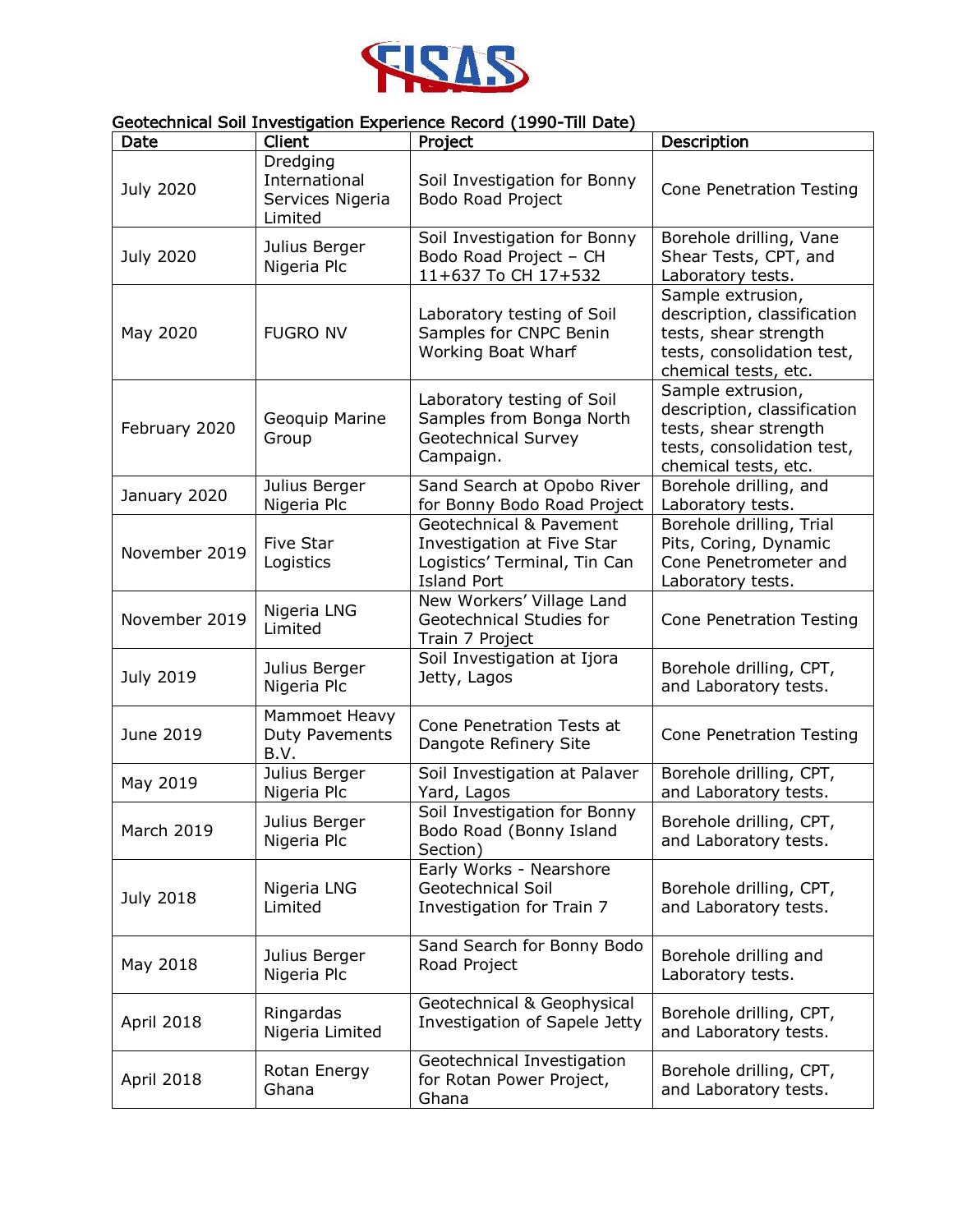FISAS

## Geotechnical Soil Investigation Experience Record (1990-Till Date)

| Date | Client | Project | Description |
|---|---|---|---|
| July 2020 | Dredging International Services Nigeria Limited | Soil Investigation for Bonny Bodo Road Project | Cone Penetration Testing |
| July 2020 | Julius Berger Nigeria Plc | Soil Investigation for Bonny Bodo Road Project – CH 11+637 To CH 17+532 | Borehole drilling, Vane Shear Tests, CPT, and Laboratory tests. |
| May 2020 | FUGRO NV | Laboratory testing of Soil Samples for CNPC Benin Working Boat Wharf | Sample extrusion, description, classification tests, shear strength tests, consolidation test, chemical tests, etc. |
| February 2020 | Geoquip Marine Group | Laboratory testing of Soil Samples from Bonga North Geotechnical Survey Campaign. | Sample extrusion, description, classification tests, shear strength tests, consolidation test, chemical tests, etc. |
| January 2020 | Julius Berger Nigeria Plc | Sand Search at Opobo River for Bonny Bodo Road Project | Borehole drilling, and Laboratory tests. |
| November 2019 | Five Star Logistics | Geotechnical & Pavement Investigation at Five Star Logistics' Terminal, Tin Can Island Port | Borehole drilling, Trial Pits, Coring, Dynamic Cone Penetrometer and Laboratory tests. |
| November 2019 | Nigeria LNG Limited | New Workers' Village Land Geotechnical Studies for Train 7 Project | Cone Penetration Testing |
| July 2019 | Julius Berger Nigeria Plc | Soil Investigation at Ijora Jetty, Lagos | Borehole drilling, CPT, and Laboratory tests. |
| June 2019 | Mammoet Heavy Duty Pavements B.V. | Cone Penetration Tests at Dangote Refinery Site | Cone Penetration Testing |
| May 2019 | Julius Berger Nigeria Plc | Soil Investigation at Palaver Yard, Lagos | Borehole drilling, CPT, and Laboratory tests. |
| March 2019 | Julius Berger Nigeria Plc | Soil Investigation for Bonny Bodo Road (Bonny Island Section) | Borehole drilling, CPT, and Laboratory tests. |
| July 2018 | Nigeria LNG Limited | Early Works - Nearshore Geotechnical Soil Investigation for Train 7 | Borehole drilling, CPT, and Laboratory tests. |
| May 2018 | Julius Berger Nigeria Plc | Sand Search for Bonny Bodo Road Project | Borehole drilling and Laboratory tests. |
| April 2018 | Ringardas Nigeria Limited | Geotechnical & Geophysical Investigation of Sapele Jetty | Borehole drilling, CPT, and Laboratory tests. |
| April 2018 | Rotan Energy Ghana | Geotechnical Investigation for Rotan Power Project, Ghana | Borehole drilling, CPT, and Laboratory tests. |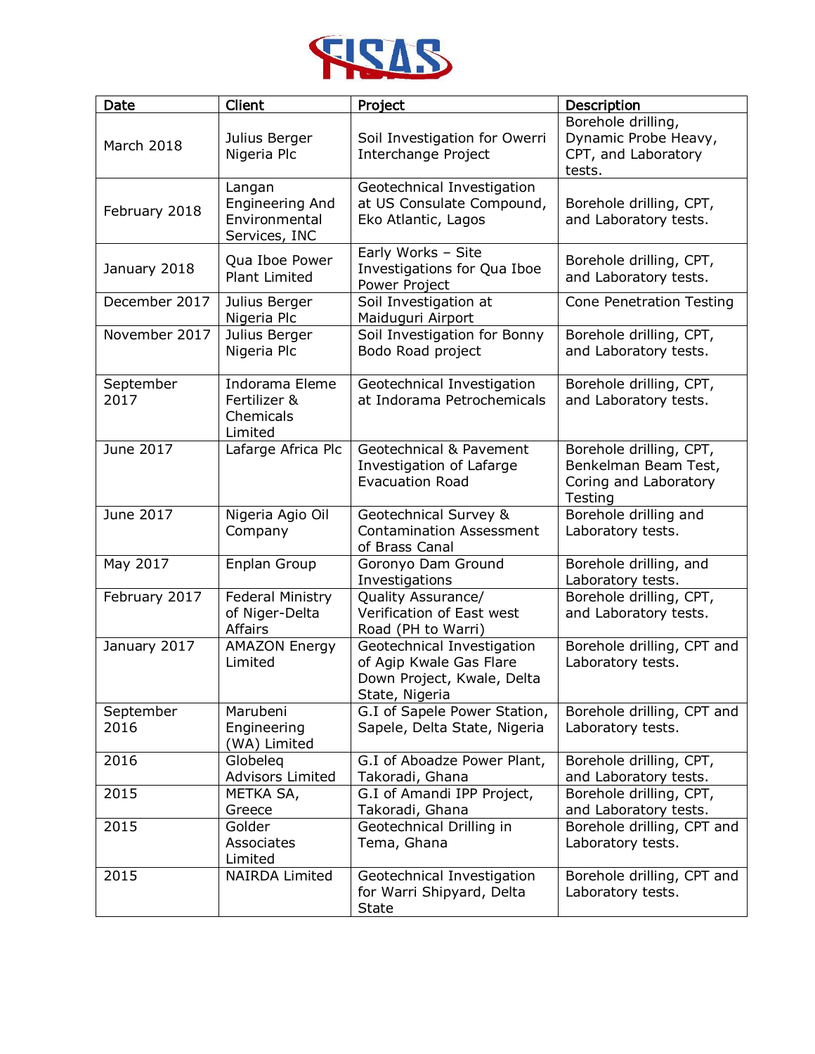| Date | Client | Project | Description |
|---|---|---|---|
| March 2018 | Julius Berger Nigeria Plc | Soil Investigation for Owerri Interchange Project | Borehole drilling, Dynamic Probe Heavy, CPT, and Laboratory tests. |
| February 2018 | Langan Engineering And Environmental Services, INC | Geotechnical Investigation at US Consulate Compound, Eko Atlantic, Lagos | Borehole drilling, CPT, and Laboratory tests. |
| January 2018 | Qua Iboe Power Plant Limited | Early Works – Site Investigations for Qua Iboe Power Project | Borehole drilling, CPT, and Laboratory tests. |
| December 2017 | Julius Berger Nigeria Plc | Soil Investigation at Maiduguri Airport | Cone Penetration Testing |
| November 2017 | Julius Berger Nigeria Plc | Soil Investigation for Bonny Bodo Road project | Borehole drilling, CPT, and Laboratory tests. |
| September 2017 | Indorama Eleme Fertilizer & Chemicals Limited | Geotechnical Investigation at Indorama Petrochemicals | Borehole drilling, CPT, and Laboratory tests. |
| June 2017 | Lafarge Africa Plc | Geotechnical & Pavement Investigation of Lafarge Evacuation Road | Borehole drilling, CPT, Benkelman Beam Test, Coring and Laboratory Testing |
| June 2017 | Nigeria Agio Oil Company | Geotechnical Survey & Contamination Assessment of Brass Canal | Borehole drilling and Laboratory tests. |
| May 2017 | Enplan Group | Goronyo Dam Ground Investigations | Borehole drilling, and Laboratory tests. |
| February 2017 | Federal Ministry of Niger-Delta Affairs | Quality Assurance/ Verification of East west Road (PH to Warri) | Borehole drilling, CPT, and Laboratory tests. |
| January 2017 | AMAZON Energy Limited | Geotechnical Investigation of Agip Kwale Gas Flare Down Project, Kwale, Delta State, Nigeria | Borehole drilling, CPT and Laboratory tests. |
| September 2016 | Marubeni Engineering (WA) Limited | G.I of Sapele Power Station, Sapele, Delta State, Nigeria | Borehole drilling, CPT and Laboratory tests. |
| 2016 | Globeleq Advisors Limited | G.I of Aboadze Power Plant, Takoradi, Ghana | Borehole drilling, CPT, and Laboratory tests. |
| 2015 | METKA SA, Greece | G.I of Amandi IPP Project, Takoradi, Ghana | Borehole drilling, CPT, and Laboratory tests. |
| 2015 | Golder Associates Limited | Geotechnical Drilling in Tema, Ghana | Borehole drilling, CPT and Laboratory tests. |
| 2015 | NAIRDA Limited | Geotechnical Investigation for Warri Shipyard, Delta State | Borehole drilling, CPT and Laboratory tests. |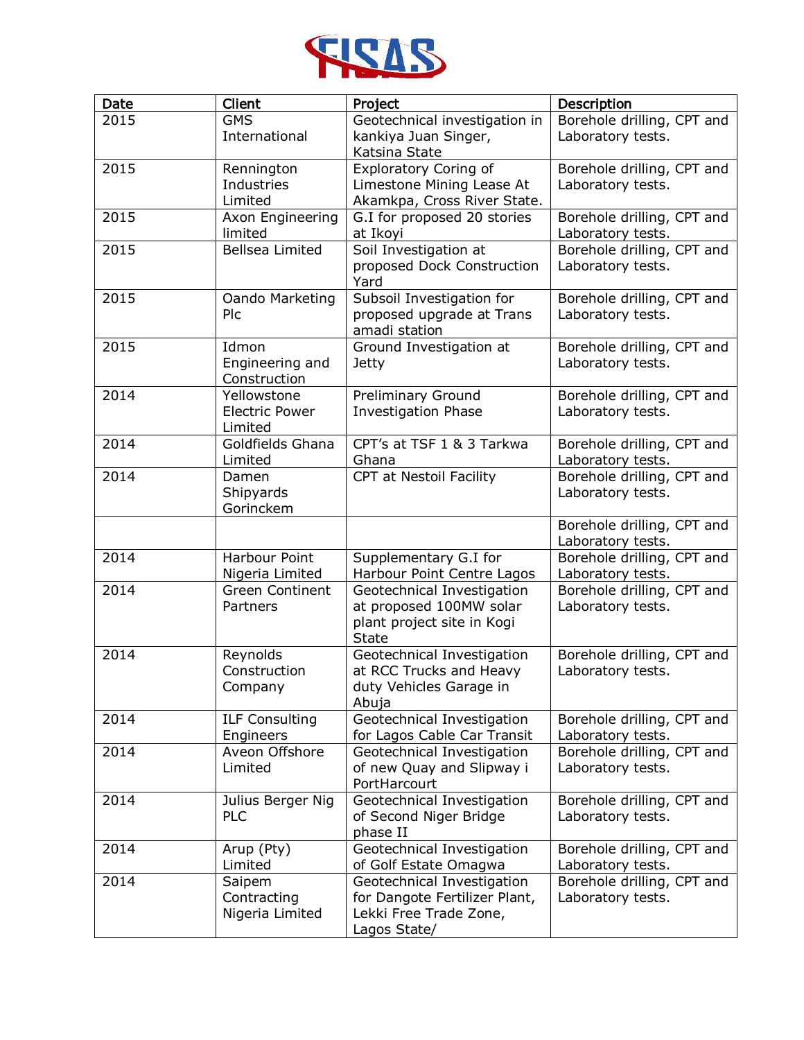| Date | Client | Project | Description |
|---|---|---|---|
| 2015 | GMS International | Geotechnical investigation in kankiya Juan Singer, Katsina State | Borehole drilling, CPT and Laboratory tests. |
| 2015 | Rennington Industries Limited | Exploratory Coring of Limestone Mining Lease At Akamkpa, Cross River State. | Borehole drilling, CPT and Laboratory tests. |
| 2015 | Axon Engineering limited | G.I for proposed 20 stories at Ikoyi | Borehole drilling, CPT and Laboratory tests. |
| 2015 | Bellsea Limited | Soil Investigation at proposed Dock Construction Yard | Borehole drilling, CPT and Laboratory tests. |
| 2015 | Oando Marketing Plc | Subsoil Investigation for proposed upgrade at Trans amadi station | Borehole drilling, CPT and Laboratory tests. |
| 2015 | Idmon Engineering and Construction | Ground Investigation at Jetty | Borehole drilling, CPT and Laboratory tests. |
| 2014 | Yellowstone Electric Power Limited | Preliminary Ground Investigation Phase | Borehole drilling, CPT and Laboratory tests. |
| 2014 | Goldfields Ghana Limited | CPT's at TSF 1 & 3 Tarkwa Ghana | Borehole drilling, CPT and Laboratory tests. |
| 2014 | Damen Shipyards Gorinckem | CPT at Nestoil Facility | Borehole drilling, CPT and Laboratory tests. |
| | | | Borehole drilling, CPT and Laboratory tests. |
| 2014 | Harbour Point Nigeria Limited | Supplementary G.I for Harbour Point Centre Lagos | Borehole drilling, CPT and Laboratory tests. |
| 2014 | Green Continent Partners | Geotechnical Investigation at proposed 100MW solar plant project site in Kogi State | Borehole drilling, CPT and Laboratory tests. |
| 2014 | Reynolds Construction Company | Geotechnical Investigation at RCC Trucks and Heavy duty Vehicles Garage in Abuja | Borehole drilling, CPT and Laboratory tests. |
| 2014 | ILF Consulting Engineers | Geotechnical Investigation for Lagos Cable Car Transit | Borehole drilling, CPT and Laboratory tests. |
| 2014 | Aveon Offshore Limited | Geotechnical Investigation of new Quay and Slipway i PortHarcourt | Borehole drilling, CPT and Laboratory tests. |
| 2014 | Julius Berger Nig PLC | Geotechnical Investigation of Second Niger Bridge phase II | Borehole drilling, CPT and Laboratory tests. |
| 2014 | Arup (Pty) Limited | Geotechnical Investigation of Golf Estate Omagwa | Borehole drilling, CPT and Laboratory tests. |
| 2014 | Saipem Contracting Nigeria Limited | Geotechnical Investigation for Dangote Fertilizer Plant, Lekki Free Trade Zone, Lagos State/ | Borehole drilling, CPT and Laboratory tests. |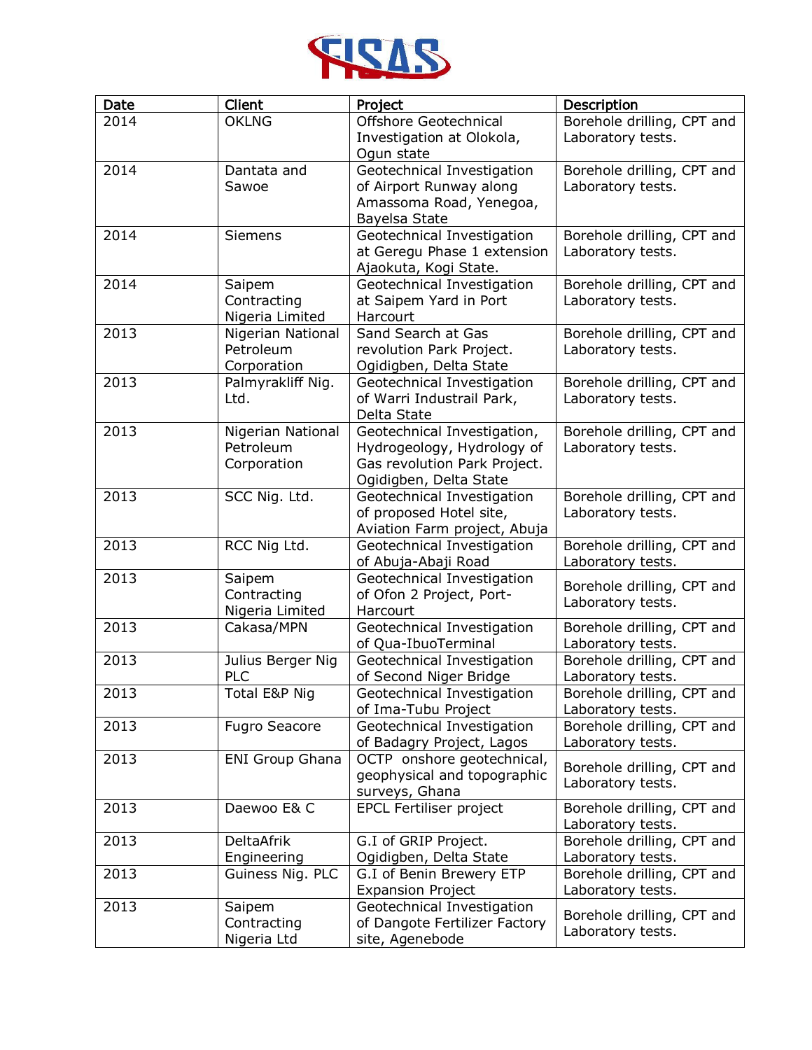| Date | Client | Project | Description |
|---|---|---|---|
| 2014 | OKLNG | Offshore Geotechnical Investigation at Olokola, Ogun state | Borehole drilling, CPT and Laboratory tests. |
| 2014 | Dantata and Sawoe | Geotechnical Investigation of Airport Runway along Amassoma Road, Yenegoa, Bayelsa State | Borehole drilling, CPT and Laboratory tests. |
| 2014 | Siemens | Geotechnical Investigation at Geregu Phase 1 extension Ajaokuta, Kogi State. | Borehole drilling, CPT and Laboratory tests. |
| 2014 | Saipem Contracting Nigeria Limited | Geotechnical Investigation at Saipem Yard in Port Harcourt | Borehole drilling, CPT and Laboratory tests. |
| 2013 | Nigerian National Petroleum Corporation | Sand Search at Gas revolution Park Project. Ogidigben, Delta State | Borehole drilling, CPT and Laboratory tests. |
| 2013 | Palmyrakliff Nig. Ltd. | Geotechnical Investigation of Warri Industrail Park, Delta State | Borehole drilling, CPT and Laboratory tests. |
| 2013 | Nigerian National Petroleum Corporation | Geotechnical Investigation, Hydrogeology, Hydrology of Gas revolution Park Project. Ogidigben, Delta State | Borehole drilling, CPT and Laboratory tests. |
| 2013 | SCC Nig. Ltd. | Geotechnical Investigation of proposed Hotel site, Aviation Farm project, Abuja | Borehole drilling, CPT and Laboratory tests. |
| 2013 | RCC Nig Ltd. | Geotechnical Investigation of Abuja-Abaji Road | Borehole drilling, CPT and Laboratory tests. |
| 2013 | Saipem Contracting Nigeria Limited | Geotechnical Investigation of Ofon 2 Project, Port-Harcourt | Borehole drilling, CPT and Laboratory tests. |
| 2013 | Cakasa/MPN | Geotechnical Investigation of Qua-IbuoTerminal | Borehole drilling, CPT and Laboratory tests. |
| 2013 | Julius Berger Nig PLC | Geotechnical Investigation of Second Niger Bridge | Borehole drilling, CPT and Laboratory tests. |
| 2013 | Total E&P Nig | Geotechnical Investigation of Ima-Tubu Project | Borehole drilling, CPT and Laboratory tests. |
| 2013 | Fugro Seacore | Geotechnical Investigation of Badagry Project, Lagos | Borehole drilling, CPT and Laboratory tests. |
| 2013 | ENI Group Ghana | OCTP onshore geotechnical, geophysical and topographic surveys, Ghana | Borehole drilling, CPT and Laboratory tests. |
| 2013 | Daewoo E& C | EPCL Fertiliser project | Borehole drilling, CPT and Laboratory tests. |
| 2013 | DeltaAfrik Engineering | G.I of GRIP Project. Ogidigben, Delta State | Borehole drilling, CPT and Laboratory tests. |
| 2013 | Guiness Nig. PLC | G.I of Benin Brewery ETP Expansion Project | Borehole drilling, CPT and Laboratory tests. |
| 2013 | Saipem Contracting Nigeria Ltd | Geotechnical Investigation of Dangote Fertilizer Factory site, Agenebode | Borehole drilling, CPT and Laboratory tests. |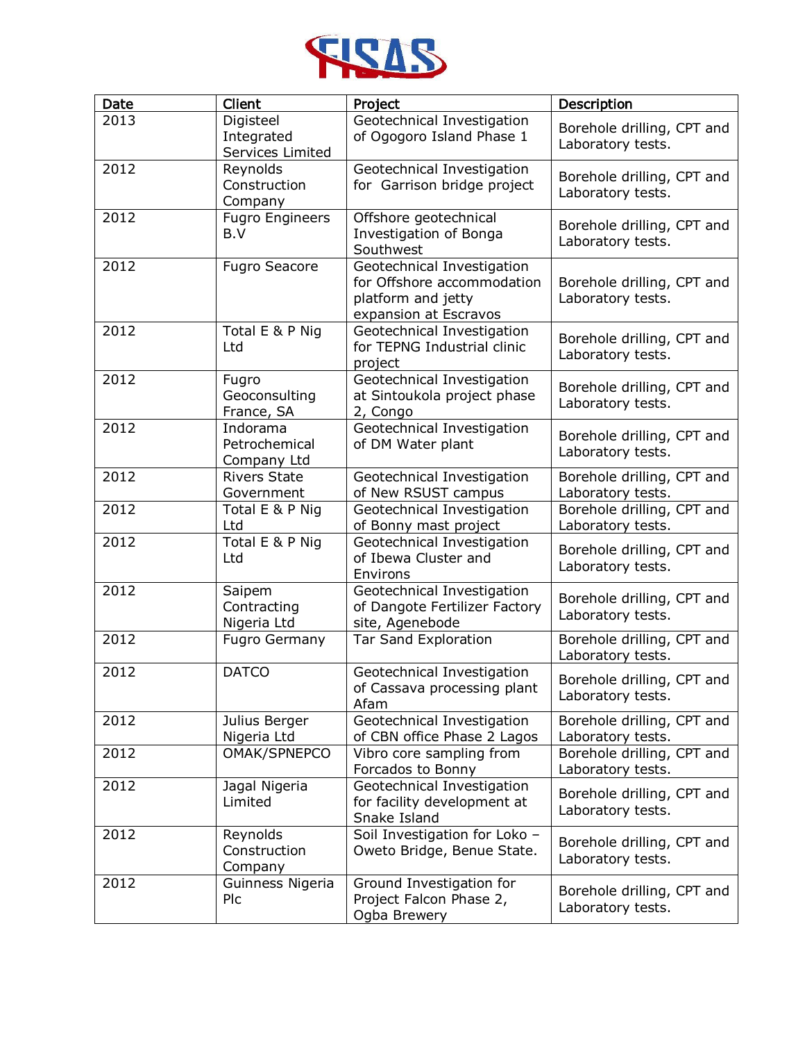| Date | Client | Project | Description |
|---|---|---|---|
| 2013 | Digisteel Integrated Services Limited | Geotechnical Investigation of Ogogoro Island Phase 1 | Borehole drilling, CPT and Laboratory tests. |
| 2012 | Reynolds Construction Company | Geotechnical Investigation for Garrison bridge project | Borehole drilling, CPT and Laboratory tests. |
| 2012 | Fugro Engineers B.V | Offshore geotechnical Investigation of Bonga Southwest | Borehole drilling, CPT and Laboratory tests. |
| 2012 | Fugro Seacore | Geotechnical Investigation for Offshore accommodation platform and jetty expansion at Escravos | Borehole drilling, CPT and Laboratory tests. |
| 2012 | Total E & P Nig Ltd | Geotechnical Investigation for TEPNG Industrial clinic project | Borehole drilling, CPT and Laboratory tests. |
| 2012 | Fugro Geoconsulting France, SA | Geotechnical Investigation at Sintoukola project phase 2, Congo | Borehole drilling, CPT and Laboratory tests. |
| 2012 | Indorama Petrochemical Company Ltd | Geotechnical Investigation of DM Water plant | Borehole drilling, CPT and Laboratory tests. |
| 2012 | Rivers State Government | Geotechnical Investigation of New RSUST campus | Borehole drilling, CPT and Laboratory tests. |
| 2012 | Total E & P Nig Ltd | Geotechnical Investigation of Bonny mast project | Borehole drilling, CPT and Laboratory tests. |
| 2012 | Total E & P Nig Ltd | Geotechnical Investigation of Ibewa Cluster and Environs | Borehole drilling, CPT and Laboratory tests. |
| 2012 | Saipem Contracting Nigeria Ltd | Geotechnical Investigation of Dangote Fertilizer Factory site, Agenebode | Borehole drilling, CPT and Laboratory tests. |
| 2012 | Fugro Germany | Tar Sand Exploration | Borehole drilling, CPT and Laboratory tests. |
| 2012 | DATCO | Geotechnical Investigation of Cassava processing plant Afam | Borehole drilling, CPT and Laboratory tests. |
| 2012 | Julius Berger Nigeria Ltd | Geotechnical Investigation of CBN office Phase 2 Lagos | Borehole drilling, CPT and Laboratory tests. |
| 2012 | OMAK/SPNEPCO | Vibro core sampling from Forcados to Bonny | Borehole drilling, CPT and Laboratory tests. |
| 2012 | Jagal Nigeria Limited | Geotechnical Investigation for facility development at Snake Island | Borehole drilling, CPT and Laboratory tests. |
| 2012 | Reynolds Construction Company | Soil Investigation for Loko – Oweto Bridge, Benue State. | Borehole drilling, CPT and Laboratory tests. |
| 2012 | Guinness Nigeria Plc | Ground Investigation for Project Falcon Phase 2, Ogba Brewery | Borehole drilling, CPT and Laboratory tests. |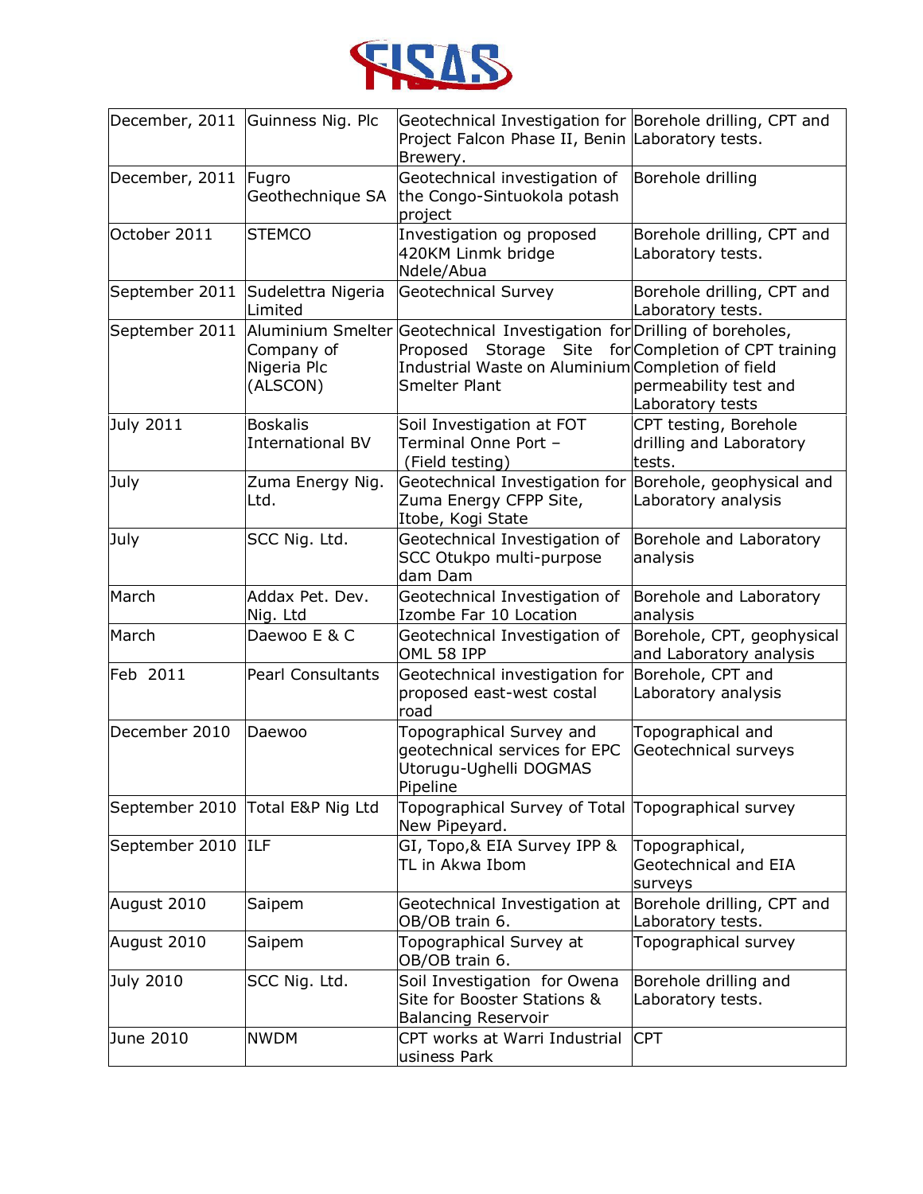| December, 2011 | Guinness Nig. Plc | Geotechnical Investigation for Project Falcon Phase II, Benin Brewery. | Borehole drilling, CPT and Laboratory tests. |
|---|---|---|---|
| December, 2011 | Fugro Geothechnique SA | Geotechnical investigation of the Congo-Sintuokola potash project | Borehole drilling |
| October 2011 | STEMCO | Investigation og proposed 420KM Linmk bridge Ndele/Abua | Borehole drilling, CPT and Laboratory tests. |
| September 2011 | Sudelettra Nigeria Limited | Geotechnical Survey | Borehole drilling, CPT and Laboratory tests. |
| September 2011 | Aluminium Smelter Company of Nigeria Plc (ALSCON) | Geotechnical Investigation for Proposed Storage Site for Industrial Waste on Aluminium Smelter Plant | Drilling of boreholes, Completion of CPT training Completion of field permeability test and Laboratory tests |
| July 2011 | Boskalis International BV | Soil Investigation at FOT Terminal Onne Port – (Field testing) | CPT testing, Borehole drilling and Laboratory tests. |
| July | Zuma Energy Nig. Ltd. | Geotechnical Investigation for Zuma Energy CFPP Site, Itobe, Kogi State | Borehole, geophysical and Laboratory analysis |
| July | SCC Nig. Ltd. | Geotechnical Investigation of SCC Otukpo multi-purpose dam Dam | Borehole and Laboratory analysis |
| March | Addax Pet. Dev. Nig. Ltd | Geotechnical Investigation of Izombe Far 10 Location | Borehole and Laboratory analysis |
| March | Daewoo E & C | Geotechnical Investigation of OML 58 IPP | Borehole, CPT, geophysical and Laboratory analysis |
| Feb 2011 | Pearl Consultants | Geotechnical investigation for proposed east-west costal road | Borehole, CPT and Laboratory analysis |
| December 2010 | Daewoo | Topographical Survey and geotechnical services for EPC Utorugu-Ughelli DOGMAS Pipeline | Topographical and Geotechnical surveys |
| September 2010 | Total E&P Nig Ltd | Topographical Survey of Total New Pipeyard. | Topographical survey |
| September 2010 | ILF | GI, Topo,& EIA Survey IPP & TL in Akwa Ibom | Topographical, Geotechnical and EIA surveys |
| August 2010 | Saipem | Geotechnical Investigation at OB/OB train 6. | Borehole drilling, CPT and Laboratory tests. |
| August 2010 | Saipem | Topographical Survey at OB/OB train 6. | Topographical survey |
| July 2010 | SCC Nig. Ltd. | Soil Investigation for Owena Site for Booster Stations & Balancing Reservoir | Borehole drilling and Laboratory tests. |
| June 2010 | NWDM | CPT works at Warri Industrial usiness Park | CPT |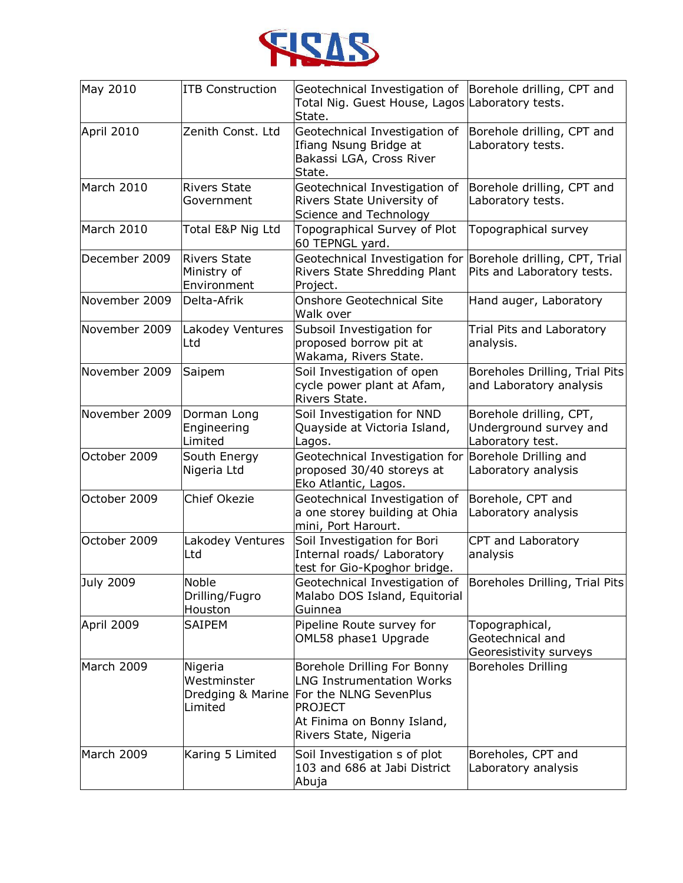| May 2010 | ITB Construction | Geotechnical Investigation of Total Nig. Guest House, Lagos State. | Borehole drilling, CPT and Laboratory tests. |
|---|---|---|---|
| April 2010 | Zenith Const. Ltd | Geotechnical Investigation of Ifiang Nsung Bridge at Bakassi LGA, Cross River State. | Borehole drilling, CPT and Laboratory tests. |
| March 2010 | Rivers State Government | Geotechnical Investigation of Rivers State University of Science and Technology | Borehole drilling, CPT and Laboratory tests. |
| March 2010 | Total E&P Nig Ltd | Topographical Survey of Plot 60 TEPNGL yard. | Topographical survey |
| December 2009 | Rivers State Ministry of Environment | Geotechnical Investigation for Rivers State Shredding Plant Project. | Borehole drilling, CPT, Trial Pits and Laboratory tests. |
| November 2009 | Delta-Afrik | Onshore Geotechnical Site Walk over | Hand auger, Laboratory |
| November 2009 | Lakodey Ventures Ltd | Subsoil Investigation for proposed borrow pit at Wakama, Rivers State. | Trial Pits and Laboratory analysis. |
| November 2009 | Saipem | Soil Investigation of open cycle power plant at Afam, Rivers State. | Boreholes Drilling, Trial Pits and Laboratory analysis |
| November 2009 | Dorman Long Engineering Limited | Soil Investigation for NND Quayside at Victoria Island, Lagos. | Borehole drilling, CPT, Underground survey and Laboratory test. |
| October 2009 | South Energy Nigeria Ltd | Geotechnical Investigation for proposed 30/40 storeys at Eko Atlantic, Lagos. | Borehole Drilling and Laboratory analysis |
| October 2009 | Chief Okezie | Geotechnical Investigation of a one storey building at Ohia mini, Port Harourt. | Borehole, CPT and Laboratory analysis |
| October 2009 | Lakodey Ventures Ltd | Soil Investigation for Bori Internal roads/ Laboratory test for Gio-Kpoghor bridge. | CPT and Laboratory analysis |
| July 2009 | Noble Drilling/Fugro Houston | Geotechnical Investigation of Malabo DOS Island, Equitorial Guinnea | Boreholes Drilling, Trial Pits |
| April 2009 | SAIPEM | Pipeline Route survey for OML58 phase1 Upgrade | Topographical, Geotechnical and Georesistivity surveys |
| March 2009 | Nigeria Westminster Dredging & Marine Limited | Borehole Drilling For Bonny LNG Instrumentation Works For the NLNG SevenPlus PROJECT At Finima on Bonny Island, Rivers State, Nigeria | Boreholes Drilling |
| March 2009 | Karing 5 Limited | Soil Investigation s of plot 103 and 686 at Jabi District Abuja | Boreholes, CPT and Laboratory analysis |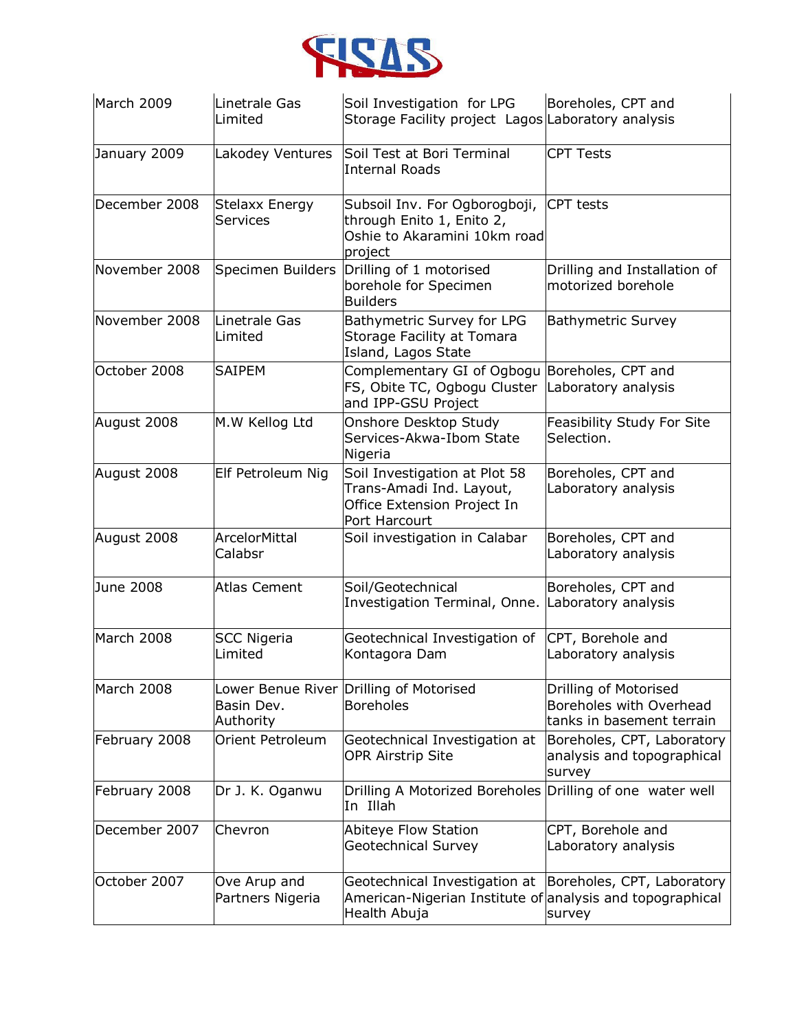| | | | |
|---|---|---|---|
| March 2009 | Linetrale Gas Limited | Soil Investigation for LPG Storage Facility project Lagos | Boreholes, CPT and Laboratory analysis |
| January 2009 | Lakodey Ventures | Soil Test at Bori Terminal Internal Roads | CPT Tests |
| December 2008 | Stelaxx Energy Services | Subsoil Inv. For Ogborogboji, through Enito 1, Enito 2, Oshie to Akaramini 10km road project | CPT tests |
| November 2008 | Specimen Builders | Drilling of 1 motorised borehole for Specimen Builders | Drilling and Installation of motorized borehole |
| November 2008 | Linetrale Gas Limited | Bathymetric Survey for LPG Storage Facility at Tomara Island, Lagos State | Bathymetric Survey |
| October 2008 | SAIPEM | Complementary GI of Ogbogu FS, Obite TC, Ogbogu Cluster and IPP-GSU Project | Boreholes, CPT and Laboratory analysis |
| August 2008 | M.W Kellog Ltd | Onshore Desktop Study Services-Akwa-Ibom State Nigeria | Feasibility Study For Site Selection. |
| August 2008 | Elf Petroleum Nig | Soil Investigation at Plot 58 Trans-Amadi Ind. Layout, Office Extension Project In Port Harcourt | Boreholes, CPT and Laboratory analysis |
| August 2008 | ArcelorMittal Calabsr | Soil investigation in Calabar | Boreholes, CPT and Laboratory analysis |
| June 2008 | Atlas Cement | Soil/Geotechnical Investigation Terminal, Onne. | Boreholes, CPT and Laboratory analysis |
| March 2008 | SCC Nigeria Limited | Geotechnical Investigation of Kontagora Dam | CPT, Borehole and Laboratory analysis |
| March 2008 | Lower Benue River Basin Dev. Authority | Drilling of Motorised Boreholes | Drilling of Motorised Boreholes with Overhead tanks in basement terrain |
| February 2008 | Orient Petroleum | Geotechnical Investigation at OPR Airstrip Site | Boreholes, CPT, Laboratory analysis and topographical survey |
| February 2008 | Dr J. K. Oganwu | Drilling A Motorized Boreholes In Illah | Drilling of one water well |
| December 2007 | Chevron | Abiteye Flow Station Geotechnical Survey | CPT, Borehole and Laboratory analysis |
| October 2007 | Ove Arup and Partners Nigeria | Geotechnical Investigation at American-Nigerian Institute of Health Abuja | Boreholes, CPT, Laboratory analysis and topographical survey |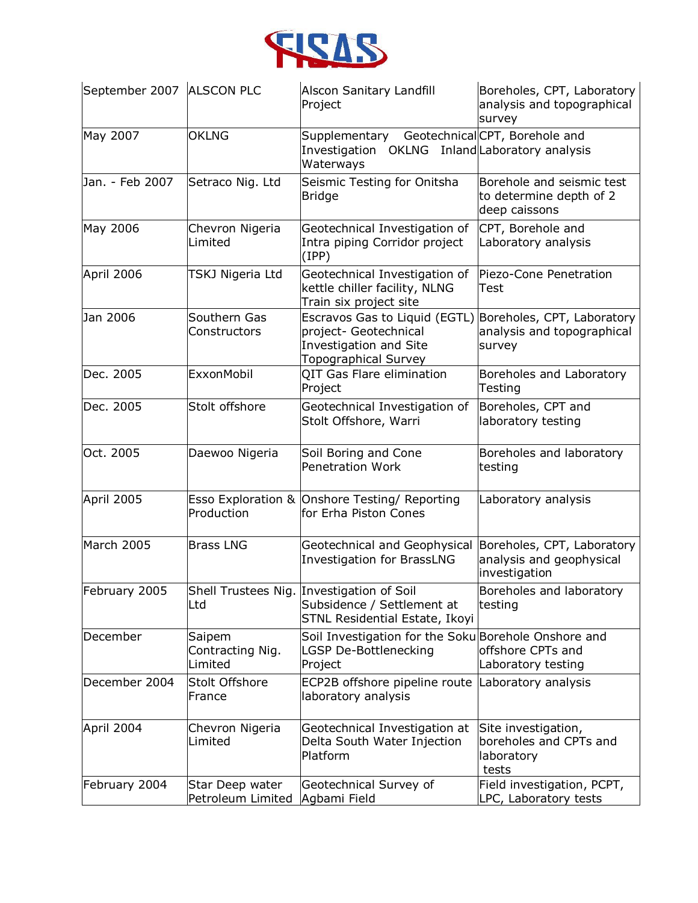| | | | |
|---|---|---|---|
| September 2007 | ALSCON PLC | Alscon Sanitary Landfill Project | Boreholes, CPT, Laboratory analysis and topographical survey |
| May 2007 | OKLNG | Supplementary Geotechnical Investigation OKLNG Inland Waterways | CPT, Borehole and Laboratory analysis |
| Jan. - Feb 2007 | Setraco Nig. Ltd | Seismic Testing for Onitsha Bridge | Borehole and seismic test to determine depth of 2 deep caissons |
| May 2006 | Chevron Nigeria Limited | Geotechnical Investigation of Intra piping Corridor project (IPP) | CPT, Borehole and Laboratory analysis |
| April 2006 | TSKJ Nigeria Ltd | Geotechnical Investigation of kettle chiller facility, NLNG Train six project site | Piezo-Cone Penetration Test |
| Jan 2006 | Southern Gas Constructors | Escravos Gas to Liquid (EGTL) project- Geotechnical Investigation and Site Topographical Survey | Boreholes, CPT, Laboratory analysis and topographical survey |
| Dec. 2005 | ExxonMobil | QIT Gas Flare elimination Project | Boreholes and Laboratory Testing |
| Dec. 2005 | Stolt offshore | Geotechnical Investigation of Stolt Offshore, Warri | Boreholes, CPT and laboratory testing |
| Oct. 2005 | Daewoo Nigeria | Soil Boring and Cone Penetration Work | Boreholes and laboratory testing |
| April 2005 | Esso Exploration & Production | Onshore Testing/ Reporting for Erha Piston Cones | Laboratory analysis |
| March 2005 | Brass LNG | Geotechnical and Geophysical Investigation for BrassLNG | Boreholes, CPT, Laboratory analysis and geophysical investigation |
| February 2005 | Shell Trustees Nig. Ltd | Investigation of Soil Subsidence / Settlement at STNL Residential Estate, Ikoyi | Boreholes and laboratory testing |
| December | Saipem Contracting Nig. Limited | Soil Investigation for the Soku LGSP De-Bottlenecking Project | Borehole Onshore and offshore CPTs and Laboratory testing |
| December 2004 | Stolt Offshore France | ECP2B offshore pipeline route laboratory analysis | Laboratory analysis |
| April 2004 | Chevron Nigeria Limited | Geotechnical Investigation at Delta South Water Injection Platform | Site investigation, boreholes and CPTs and laboratory tests |
| February 2004 | Star Deep water Petroleum Limited | Geotechnical Survey of Agbami Field | Field investigation, PCPT, LPC, Laboratory tests |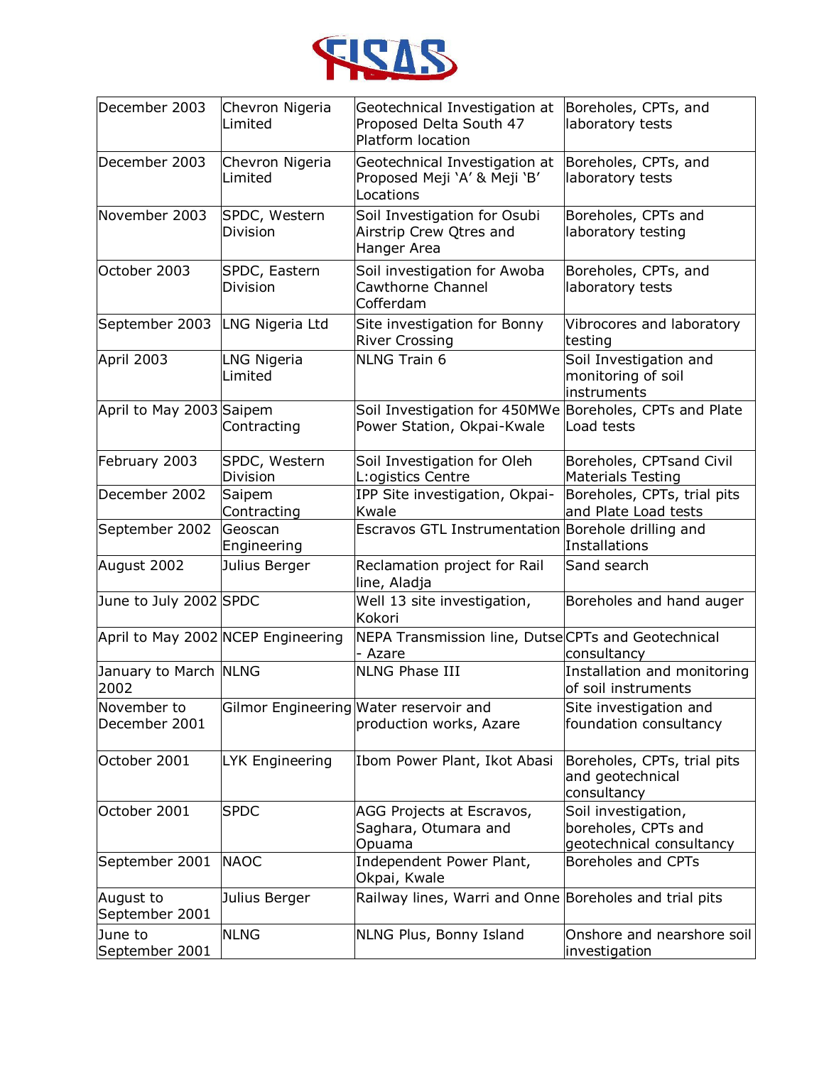| | | | |
|---|---|---|---|
| December 2003 | Chevron Nigeria Limited | Geotechnical Investigation at Proposed Delta South 47 Platform location | Boreholes, CPTs, and laboratory tests |
| December 2003 | Chevron Nigeria Limited | Geotechnical Investigation at Proposed Meji 'A' & Meji 'B' Locations | Boreholes, CPTs, and laboratory tests |
| November 2003 | SPDC, Western Division | Soil Investigation for Osubi Airstrip Crew Qtres and Hanger Area | Boreholes, CPTs and laboratory testing |
| October 2003 | SPDC, Eastern Division | Soil investigation for Awoba Cawthorne Channel Cofferdam | Boreholes, CPTs, and laboratory tests |
| September 2003 | LNG Nigeria Ltd | Site investigation for Bonny River Crossing | Vibrocores and laboratory testing |
| April 2003 | LNG Nigeria Limited | NLNG Train 6 | Soil Investigation and monitoring of soil instruments |
| April to May 2003 | Saipem Contracting | Soil Investigation for 450MWe Power Station, Okpai-Kwale | Boreholes, CPTs and Plate Load tests |
| February 2003 | SPDC, Western Division | Soil Investigation for Oleh L:ogistics Centre | Boreholes, CPTsand Civil Materials Testing |
| December 2002 | Saipem Contracting | IPP Site investigation, Okpai-Kwale | Boreholes, CPTs, trial pits and Plate Load tests |
| September 2002 | Geoscan Engineering | Escravos GTL Instrumentation | Borehole drilling and Installations |
| August 2002 | Julius Berger | Reclamation project for Rail line, Aladja | Sand search |
| June to July 2002 | SPDC | Well 13 site investigation, Kokori | Boreholes and hand auger |
| April to May 2002 | NCEP Engineering | NEPA Transmission line, Dutse - Azare | CPTs and Geotechnical consultancy |
| January to March 2002 | NLNG | NLNG Phase III | Installation and monitoring of soil instruments |
| November to December 2001 | Gilmor Engineering | Water reservoir and production works, Azare | Site investigation and foundation consultancy |
| October 2001 | LYK Engineering | Ibom Power Plant, Ikot Abasi | Boreholes, CPTs, trial pits and geotechnical consultancy |
| October 2001 | SPDC | AGG Projects at Escravos, Saghara, Otumara and Opuama | Soil investigation, boreholes, CPTs and geotechnical consultancy |
| September 2001 | NAOC | Independent Power Plant, Okpai, Kwale | Boreholes and CPTs |
| August to September 2001 | Julius Berger | Railway lines, Warri and Onne | Boreholes and trial pits |
| June to September 2001 | NLNG | NLNG Plus, Bonny Island | Onshore and nearshore soil investigation |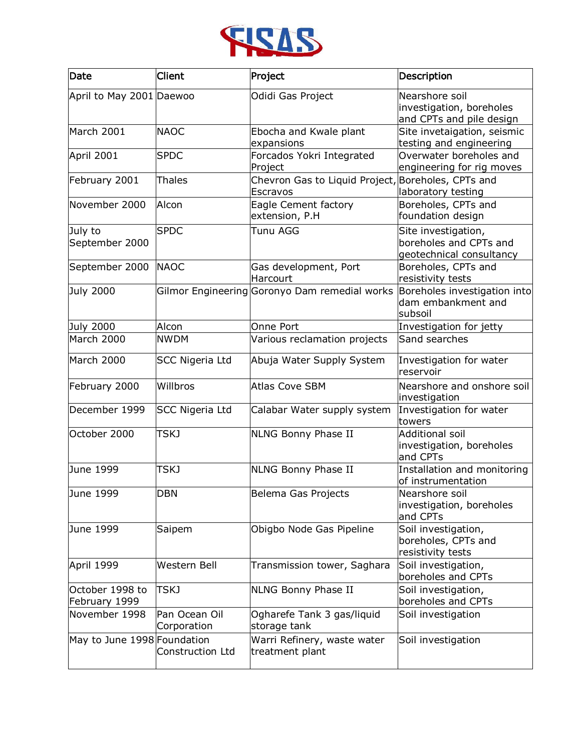| Date | Client | Project | Description |
|---|---|---|---|
| April to May 2001 | Daewoo | Odidi Gas Project | Nearshore soil investigation, boreholes and CPTs and pile design |
| March 2001 | NAOC | Ebocha and Kwale plant expansions | Site invetaigation, seismic testing and engineering |
| April 2001 | SPDC | Forcados Yokri Integrated Project | Overwater boreholes and engineering for rig moves |
| February 2001 | Thales | Chevron Gas to Liquid Project, Escravos | Boreholes, CPTs and laboratory testing |
| November 2000 | Alcon | Eagle Cement factory extension, P.H | Boreholes, CPTs and foundation design |
| July to September 2000 | SPDC | Tunu AGG | Site investigation, boreholes and CPTs and geotechnical consultancy |
| September 2000 | NAOC | Gas development, Port Harcourt | Boreholes, CPTs and resistivity tests |
| July 2000 | Gilmor Engineering | Goronyo Dam remedial works | Boreholes investigation into dam embankment and subsoil |
| July 2000 | Alcon | Onne Port | Investigation for jetty |
| March 2000 | NWDM | Various reclamation projects | Sand searches |
| March 2000 | SCC Nigeria Ltd | Abuja Water Supply System | Investigation for water reservoir |
| February 2000 | Willbros | Atlas Cove SBM | Nearshore and onshore soil investigation |
| December 1999 | SCC Nigeria Ltd | Calabar Water supply system | Investigation for water towers |
| October 2000 | TSKJ | NLNG Bonny Phase II | Additional soil investigation, boreholes and CPTs |
| June 1999 | TSKJ | NLNG Bonny Phase II | Installation and monitoring of instrumentation |
| June 1999 | DBN | Belema Gas Projects | Nearshore soil investigation, boreholes and CPTs |
| June 1999 | Saipem | Obigbo Node Gas Pipeline | Soil investigation, boreholes, CPTs and resistivity tests |
| April 1999 | Western Bell | Transmission tower, Saghara | Soil investigation, boreholes and CPTs |
| October 1998 to February 1999 | TSKJ | NLNG Bonny Phase II | Soil investigation, boreholes and CPTs |
| November 1998 | Pan Ocean Oil Corporation | Ogharefe Tank 3 gas/liquid storage tank | Soil investigation |
| May to June 1998 | Foundation Construction Ltd | Warri Refinery, waste water treatment plant | Soil investigation |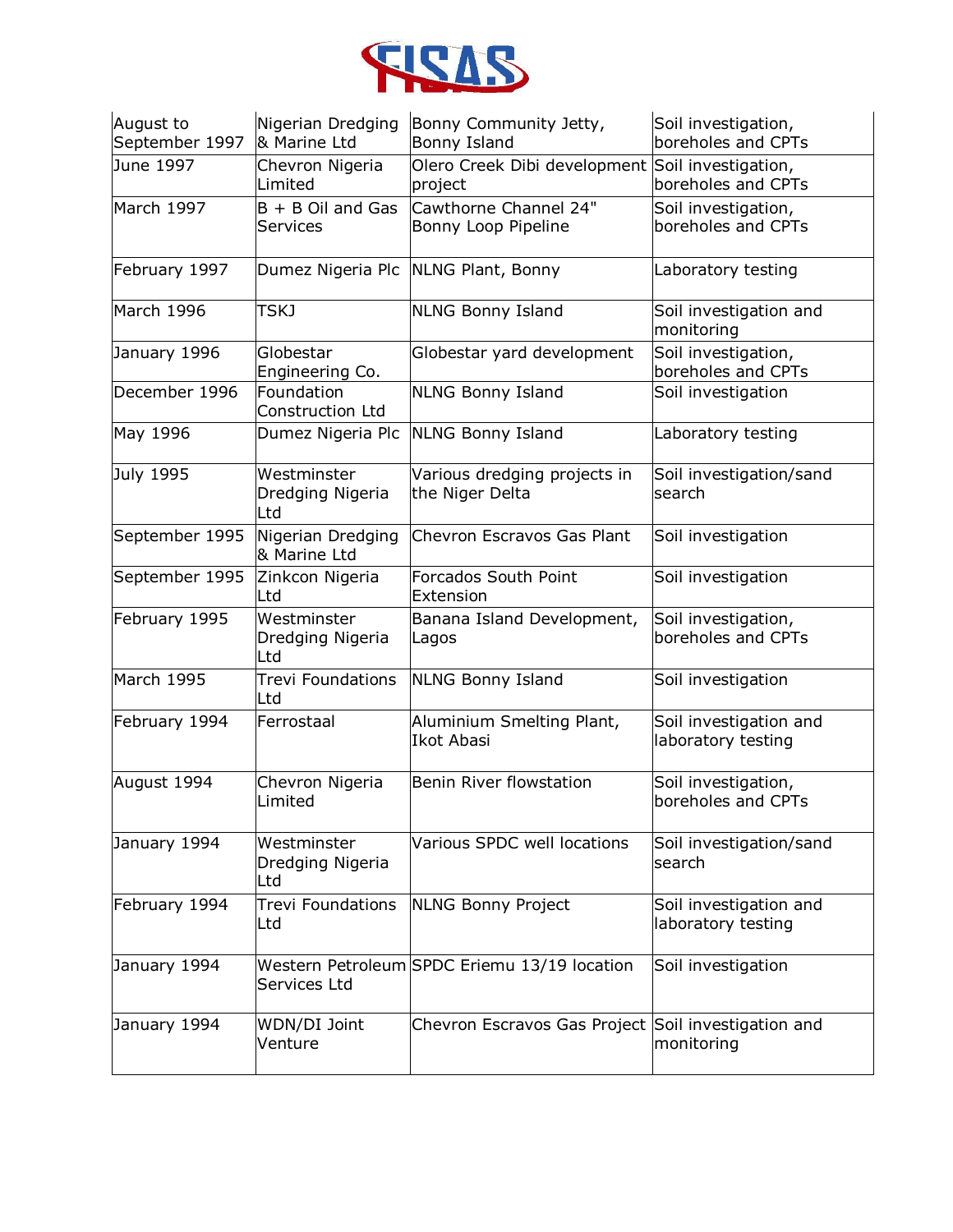| August to September 1997 | Nigerian Dredging & Marine Ltd | Bonny Community Jetty, Bonny Island | Soil investigation, boreholes and CPTs |
|---|---|---|---|
| June 1997 | Chevron Nigeria Limited | Olero Creek Dibi development project | Soil investigation, boreholes and CPTs |
| March 1997 | B + B Oil and Gas Services | Cawthorne Channel 24" Bonny Loop Pipeline | Soil investigation, boreholes and CPTs |
| February 1997 | Dumez Nigeria Plc | NLNG Plant, Bonny | Laboratory testing |
| March 1996 | TSKJ | NLNG Bonny Island | Soil investigation and monitoring |
| January 1996 | Globestar Engineering Co. | Globestar yard development | Soil investigation, boreholes and CPTs |
| December 1996 | Foundation Construction Ltd | NLNG Bonny Island | Soil investigation |
| May 1996 | Dumez Nigeria Plc | NLNG Bonny Island | Laboratory testing |
| July 1995 | Westminster Dredging Nigeria Ltd | Various dredging projects in the Niger Delta | Soil investigation/sand search |
| September 1995 | Nigerian Dredging & Marine Ltd | Chevron Escravos Gas Plant | Soil investigation |
| September 1995 | Zinkcon Nigeria Ltd | Forcados South Point Extension | Soil investigation |
| February 1995 | Westminster Dredging Nigeria Ltd | Banana Island Development, Lagos | Soil investigation, boreholes and CPTs |
| March 1995 | Trevi Foundations Ltd | NLNG Bonny Island | Soil investigation |
| February 1994 | Ferrostaal | Aluminium Smelting Plant, Ikot Abasi | Soil investigation and laboratory testing |
| August 1994 | Chevron Nigeria Limited | Benin River flowstation | Soil investigation, boreholes and CPTs |
| January 1994 | Westminster Dredging Nigeria Ltd | Various SPDC well locations | Soil investigation/sand search |
| February 1994 | Trevi Foundations Ltd | NLNG Bonny Project | Soil investigation and laboratory testing |
| January 1994 | Western Petroleum Services Ltd | SPDC Eriemu 13/19 location | Soil investigation |
| January 1994 | WDN/DI Joint Venture | Chevron Escravos Gas Project | Soil investigation and monitoring |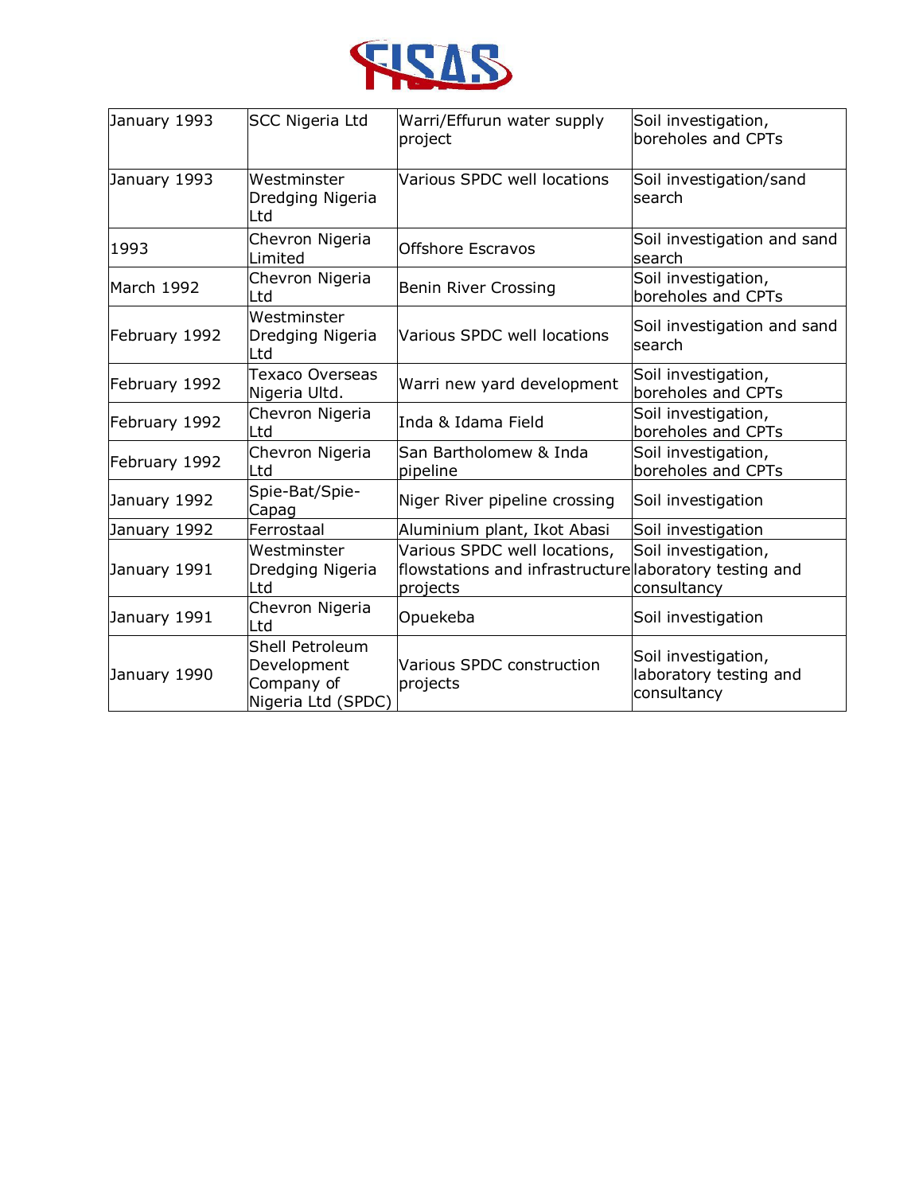| | | | |
|---|---|---|---|
| January 1993 | SCC Nigeria Ltd | Warri/Effurun water supply project | Soil investigation, boreholes and CPTs |
| January 1993 | Westminster Dredging Nigeria Ltd | Various SPDC well locations | Soil investigation/sand search |
| 1993 | Chevron Nigeria Limited | Offshore Escravos | Soil investigation and sand search |
| March 1992 | Chevron Nigeria Ltd | Benin River Crossing | Soil investigation, boreholes and CPTs |
| February 1992 | Westminster Dredging Nigeria Ltd | Various SPDC well locations | Soil investigation and sand search |
| February 1992 | Texaco Overseas Nigeria Ultd. | Warri new yard development | Soil investigation, boreholes and CPTs |
| February 1992 | Chevron Nigeria Ltd | Inda & Idama Field | Soil investigation, boreholes and CPTs |
| February 1992 | Chevron Nigeria Ltd | San Bartholomew & Inda pipeline | Soil investigation, boreholes and CPTs |
| January 1992 | Spie-Bat/Spie-Capag | Niger River pipeline crossing | Soil investigation |
| January 1992 | Ferrostaal | Aluminium plant, Ikot Abasi | Soil investigation |
| January 1991 | Westminster Dredging Nigeria Ltd | Various SPDC well locations, flowstations and infrastructure projects | Soil investigation, laboratory testing and consultancy |
| January 1991 | Chevron Nigeria Ltd | Opuekeba | Soil investigation |
| January 1990 | Shell Petroleum Development Company of Nigeria Ltd (SPDC) | Various SPDC construction projects | Soil investigation, laboratory testing and consultancy |